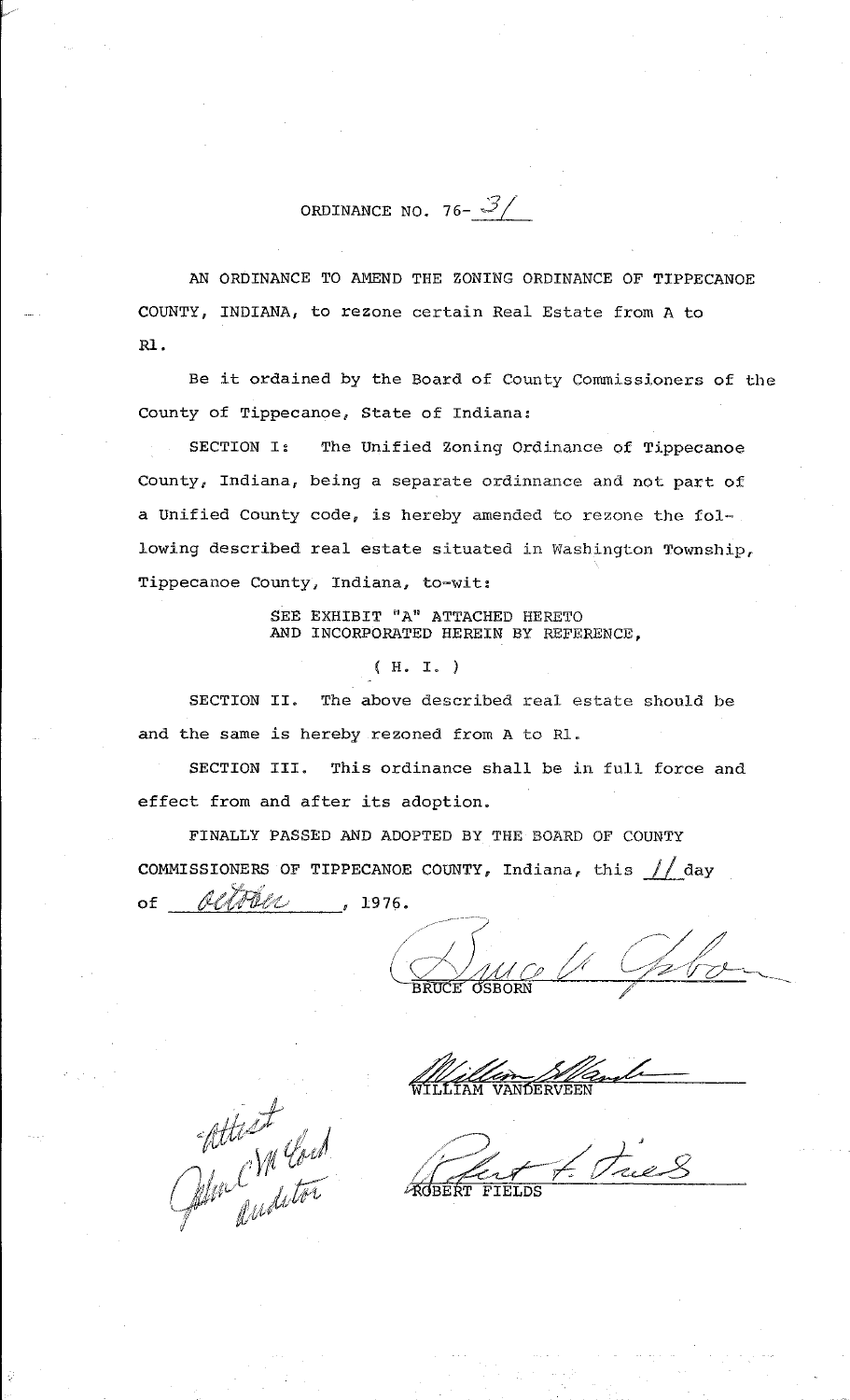# ORDINANCE NO. 76- 31

AN ORDINANCE TO AMEND THE ZONING ORDINANCE OF TIPPECANOE COUNTY, INDIANA, to rezone certain Real Estate from A to R1.

Be it ordained by the Board of County Commissioners of the County of Tippecanoe, State of Indiana:

SECTION I: The Unified Zoning Ordinance of Tippecanoe County, Indiana, being a separate ordinnance and not part of a Unified County code, is hereby amended to rezone the following described real estate situated in Washington Township, Tippecanoe County, Indiana, to-wit:

SEE EXHIBIT "A" ATTACHED HERETO AND INCORPORATED HEREIN BY REFERENCE,

( H. I. )

SECTION II. The above described real estate should be and the same is hereby rezoned from A to R1.

SECTION III. This ordinance shall be in full force and effect from and after its adoption.

FINALLY PASSED AND ADOPTED BY THE BOARD OF COUNTY COMMISSIONERS OF TIPPECANOE COUNTY, Indiana, this 11 day of October, 1976.

BRUCE OSBORN

WILLIAM VANDERVEEN

ROBERT FIELDS

Attest
John C. McCord
Auditor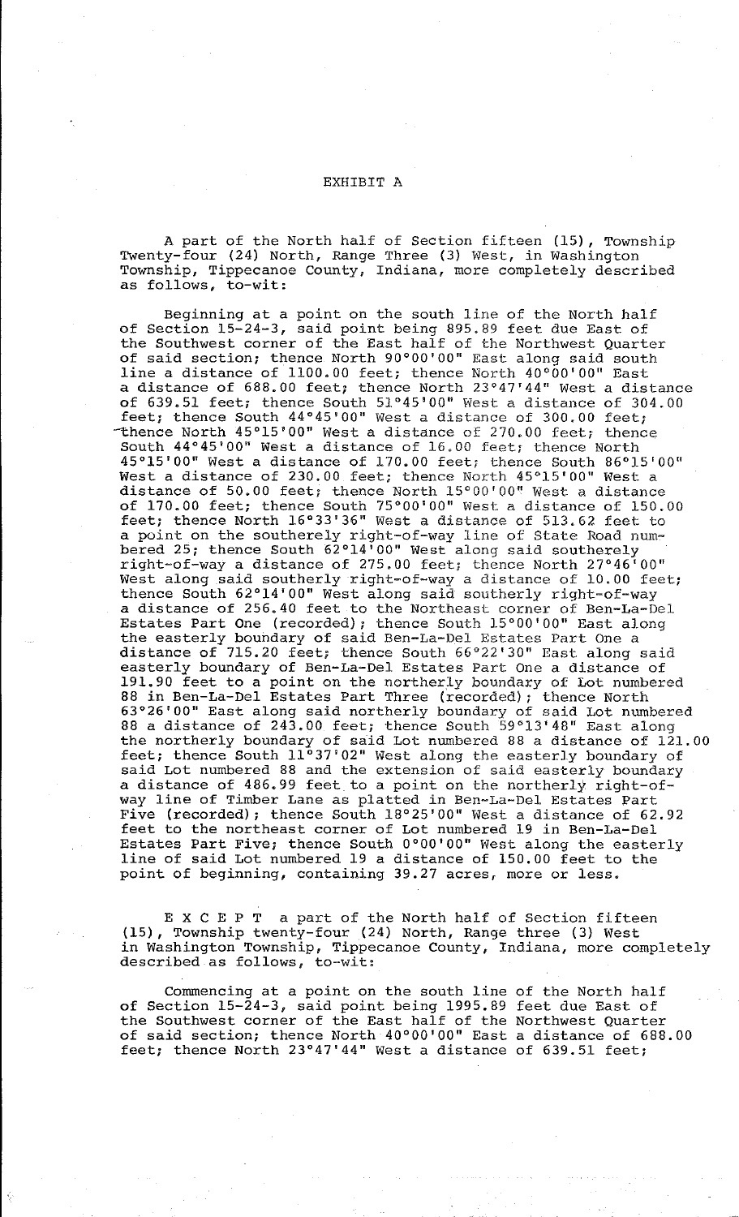# EXHIBIT A

A part of the North half of Section fifteen (15), Township Twenty-four (24) North, Range Three (3) West, in Washington Township, Tippecanoe County, Indiana, more completely described as follows, to-wit:

Beginning at a point on the south line of the North half of Section 15-24-3, said point being 895.89 feet due East of the Southwest corner of the East half of the Northwest Quarter of said section; thence North 90°00'00" East along said south line a distance of 1100.00 feet; thence North 40°00'00" East a distance of 688.00 feet; thence North 23°47'44" West a distance of 639.51 feet; thence South 51°45'00" West a distance of 304.00 feet; thence South 44°45'00" West a distance of 300.00 feet; thence North 45°15'00" West a distance of 270.00 feet; thence South 44°45'00" West a distance of 16.00 feet; thence North 45°15'00" West a distance of 170.00 feet; thence South 86°15'00" West a distance of 230.00 feet; thence North 45°15'00" West a distance of 50.00 feet; thence North 15°00'00" West a distance of 170.00 feet; thence South 75°00'00" West a distance of 150.00 feet; thence North 16°33'36" West a distance of 513.62 feet to a point on the southerely right-of-way line of State Road numbered 25; thence South 62°14'00" West along said southerely right-of-way a distance of 275.00 feet; thence North 27°46'00" West along said southerly right-of-way a distance of 10.00 feet; thence South 62°14'00" West along said southerly right-of-way a distance of 256.40 feet to the Northeast corner of Ben-La-Del Estates Part One (recorded); thence South 15°00'00" East along the easterly boundary of said Ben-La-Del Estates Part One a distance of 715.20 feet; thence South 66°22'30" East along said easterly boundary of Ben-La-Del Estates Part One a distance of 191.90 feet to a point on the northerly boundary of Lot numbered 88 in Ben-La-Del Estates Part Three (recorded); thence North 63°26'00" East along said northerly boundary of said Lot numbered 88 a distance of 243.00 feet; thence South 59°13'48" East along the northerly boundary of said Lot numbered 88 a distance of 121.00 feet; thence South 11°37'02" West along the easterly boundary of said Lot numbered 88 and the extension of said easterly boundary a distance of 486.99 feet to a point on the northerly right-of-way line of Timber Lane as platted in Ben-La-Del Estates Part Five (recorded); thence South 18°25'00" West a distance of 62.92 feet to the northeast corner of Lot numbered 19 in Ben-La-Del Estates Part Five; thence South 0°00'00" West along the easterly line of said Lot numbered 19 a distance of 150.00 feet to the point of beginning, containing 39.27 acres, more or less.

E X C E P T a part of the North half of Section fifteen (15), Township twenty-four (24) North, Range three (3) West in Washington Township, Tippecanoe County, Indiana, more completely described as follows, to-wit:

Commencing at a point on the south line of the North half of Section 15-24-3, said point being 1995.89 feet due East of the Southwest corner of the East half of the Northwest Quarter of said section; thence North 40°00'00" East a distance of 688.00 feet; thence North 23°47'44" West a distance of 639.51 feet;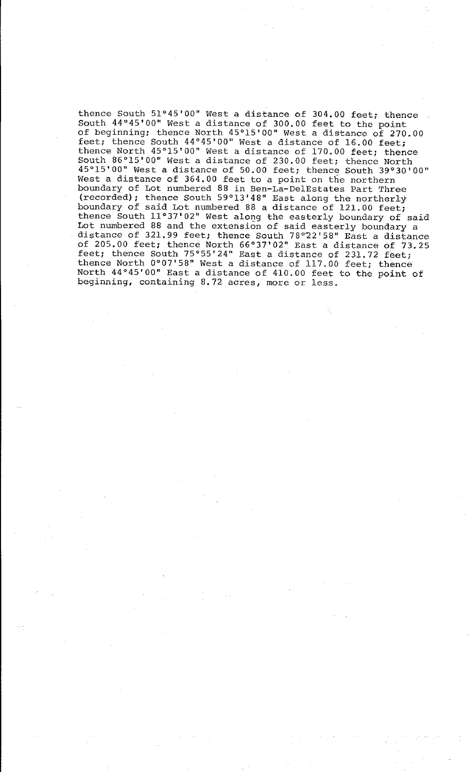thence South 51°45'00" West a distance of 304.00 feet; thence South 44°45'00" West a distance of 300.00 feet to the point of beginning; thence North 45°15'00" West a distance of 270.00 feet; thence South 44°45'00" West a distance of 16.00 feet; thence North 45°15'00" West a distance of 170.00 feet; thence South 86°15'00" West a distance of 230.00 feet; thence North 45°15'00" West a distance of 50.00 feet; thence South 39°30'00" West a distance of 364.00 feet to a point on the northern boundary of Lot numbered 88 in Ben-La-DelEstates Part Three (recorded); thence South 59°13'48" East along the northerly boundary of said Lot numbered 88 a distance of 121.00 feet; thence South 11°37'02" West along the easterly boundary of said Lot numbered 88 and the extension of said easterly boundary a distance of 321.99 feet; thence South 78°22'58" East a distance of 205.00 feet; thence North 66°37'02" East a distance of 73.25 feet; thence South 75°55'24" East a distance of 231.72 feet; thence North 0°07'58" West a distance of 117.00 feet; thence North 44°45'00" East a distance of 410.00 feet to the point of beginning, containing 8.72 acres, more or less.